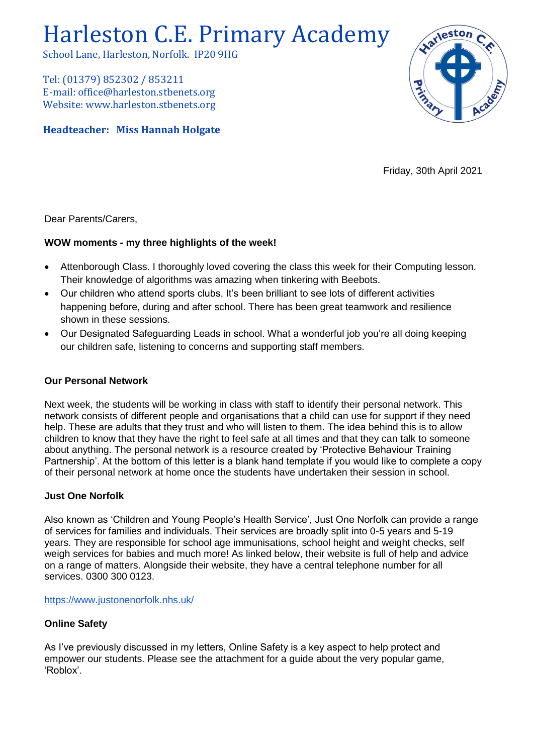# Harleston C.E. Primary Academy

School Lane, Harleston, Norfolk. IP20 9HG

Tel: (01379) 852302 / 853211
E-mail: office@harleston.stbenets.org
Website: www.harleston.stbenets.org

**Headteacher: Miss Hannah Holgate**

Friday, 30th April 2021

Dear Parents/Carers,

**WOW moments - my three highlights of the week!**

- Attenborough Class. I thoroughly loved covering the class this week for their Computing lesson. Their knowledge of algorithms was amazing when tinkering with Beebots.
- Our children who attend sports clubs. It's been brilliant to see lots of different activities happening before, during and after school. There has been great teamwork and resilience shown in these sessions.
- Our Designated Safeguarding Leads in school. What a wonderful job you're all doing keeping our children safe, listening to concerns and supporting staff members.

**Our Personal Network**

Next week, the students will be working in class with staff to identify their personal network. This network consists of different people and organisations that a child can use for support if they need help. These are adults that they trust and who will listen to them. The idea behind this is to allow children to know that they have the right to feel safe at all times and that they can talk to someone about anything. The personal network is a resource created by 'Protective Behaviour Training Partnership'. At the bottom of this letter is a blank hand template if you would like to complete a copy of their personal network at home once the students have undertaken their session in school.

**Just One Norfolk**

Also known as 'Children and Young People's Health Service', Just One Norfolk can provide a range of services for families and individuals. Their services are broadly split into 0-5 years and 5-19 years. They are responsible for school age immunisations, school height and weight checks, self weigh services for babies and much more! As linked below, their website is full of help and advice on a range of matters. Alongside their website, they have a central telephone number for all services. 0300 300 0123.

https://www.justonenorfolk.nhs.uk/

**Online Safety**

As I've previously discussed in my letters, Online Safety is a key aspect to help protect and empower our students. Please see the attachment for a guide about the very popular game, 'Roblox'.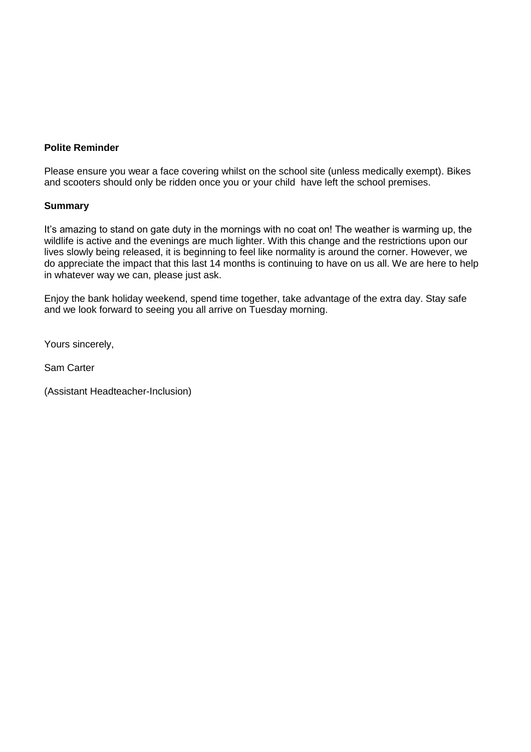**Polite Reminder**

Please ensure you wear a face covering whilst on the school site (unless medically exempt). Bikes and scooters should only be ridden once you or your child have left the school premises.

**Summary**

It's amazing to stand on gate duty in the mornings with no coat on! The weather is warming up, the wildlife is active and the evenings are much lighter. With this change and the restrictions upon our lives slowly being released, it is beginning to feel like normality is around the corner. However, we do appreciate the impact that this last 14 months is continuing to have on us all. We are here to help in whatever way we can, please just ask.

Enjoy the bank holiday weekend, spend time together, take advantage of the extra day. Stay safe and we look forward to seeing you all arrive on Tuesday morning.

Yours sincerely,

Sam Carter

(Assistant Headteacher-Inclusion)